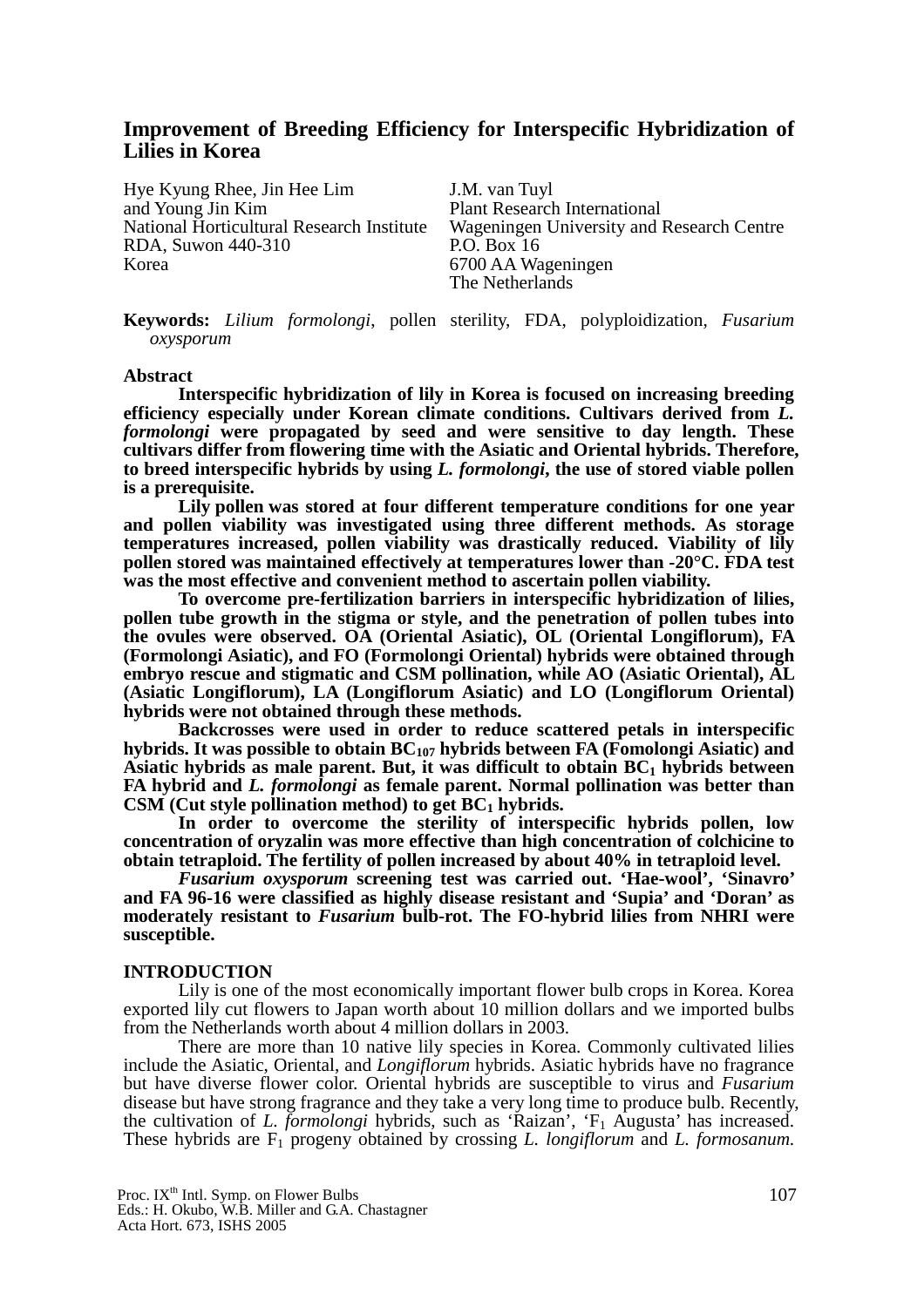# Improvement of Breeding Efficiency for Interspecific Hybridization of Lilies in Korea

Hye Kyung Rhee, Jin Hee Lim
and Young Jin Kim
National Horticultural Research Institute
RDA, Suwon 440-310
Korea

J.M. van Tuyl
Plant Research International
Wageningen University and Research Centre
P.O. Box 16
6700 AA Wageningen
The Netherlands

**Keywords:** *Lilium formolongi*, pollen sterility, FDA, polyploidization, *Fusarium oxysporum*

## Abstract

**Interspecific hybridization of lily in Korea is focused on increasing breeding efficiency especially under Korean climate conditions. Cultivars derived from *L. formolongi* were propagated by seed and were sensitive to day length. These cultivars differ from flowering time with the Asiatic and Oriental hybrids. Therefore, to breed interspecific hybrids by using *L. formolongi*, the use of stored viable pollen is a prerequisite.**

**Lily pollen was stored at four different temperature conditions for one year and pollen viability was investigated using three different methods. As storage temperatures increased, pollen viability was drastically reduced. Viability of lily pollen stored was maintained effectively at temperatures lower than -20°C. FDA test was the most effective and convenient method to ascertain pollen viability.**

**To overcome pre-fertilization barriers in interspecific hybridization of lilies, pollen tube growth in the stigma or style, and the penetration of pollen tubes into the ovules were observed. OA (Oriental Asiatic), OL (Oriental Longiflorum), FA (Formolongi Asiatic), and FO (Formolongi Oriental) hybrids were obtained through embryo rescue and stigmatic and CSM pollination, while AO (Asiatic Oriental), AL (Asiatic Longiflorum), LA (Longiflorum Asiatic) and LO (Longiflorum Oriental) hybrids were not obtained through these methods.**

**Backcrosses were used in order to reduce scattered petals in interspecific hybrids. It was possible to obtain $BC_{107}$ hybrids between FA (Fomolongi Asiatic) and Asiatic hybrids as male parent. But, it was difficult to obtain $BC_1$ hybrids between FA hybrid and *L. formolongi* as female parent. Normal pollination was better than CSM (Cut style pollination method) to get $BC_1$ hybrids.**

**In order to overcome the sterility of interspecific hybrids pollen, low concentration of oryzalin was more effective than high concentration of colchicine to obtain tetraploid. The fertility of pollen increased by about 40% in tetraploid level.**

***Fusarium oxysporum* screening test was carried out. 'Hae-wool', 'Sinavro' and FA 96-16 were classified as highly disease resistant and 'Supia' and 'Doran' as moderately resistant to *Fusarium* bulb-rot. The FO-hybrid lilies from NHRI were susceptible.**

## INTRODUCTION

Lily is one of the most economically important flower bulb crops in Korea. Korea exported lily cut flowers to Japan worth about 10 million dollars and we imported bulbs from the Netherlands worth about 4 million dollars in 2003.

There are more than 10 native lily species in Korea. Commonly cultivated lilies include the Asiatic, Oriental, and *Longiflorum* hybrids. Asiatic hybrids have no fragrance but have diverse flower color. Oriental hybrids are susceptible to virus and *Fusarium* disease but have strong fragrance and they take a very long time to produce bulb. Recently, the cultivation of *L. formolongi* hybrids, such as 'Raizan', '$F_1$ Augusta' has increased. These hybrids are $F_1$ progeny obtained by crossing *L. longiflorum* and *L. formosanum.*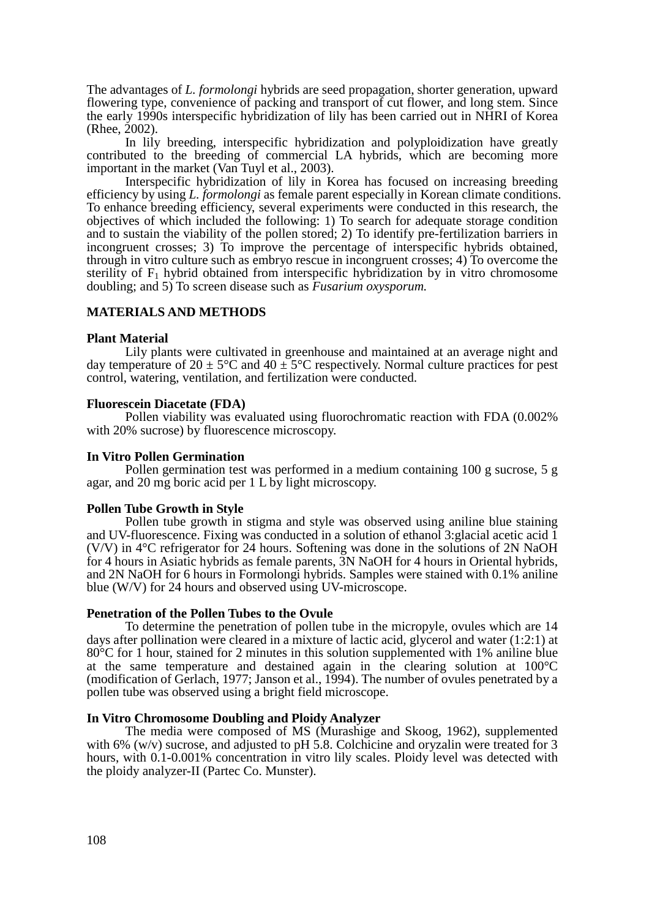The advantages of *L. formolongi* hybrids are seed propagation, shorter generation, upward flowering type, convenience of packing and transport of cut flower, and long stem. Since the early 1990s interspecific hybridization of lily has been carried out in NHRI of Korea (Rhee, 2002).

In lily breeding, interspecific hybridization and polyploidization have greatly contributed to the breeding of commercial LA hybrids, which are becoming more important in the market (Van Tuyl et al., 2003).

Interspecific hybridization of lily in Korea has focused on increasing breeding efficiency by using *L. formolongi* as female parent especially in Korean climate conditions. To enhance breeding efficiency, several experiments were conducted in this research, the objectives of which included the following: 1) To search for adequate storage condition and to sustain the viability of the pollen stored; 2) To identify pre-fertilization barriers in incongruent crosses; 3) To improve the percentage of interspecific hybrids obtained, through in vitro culture such as embryo rescue in incongruent crosses; 4) To overcome the sterility of $F_1$ hybrid obtained from interspecific hybridization by in vitro chromosome doubling; and 5) To screen disease such as *Fusarium oxysporum.*

## MATERIALS AND METHODS

### Plant Material

Lily plants were cultivated in greenhouse and maintained at an average night and day temperature of 20 ± 5°C and 40 ± 5°C respectively. Normal culture practices for pest control, watering, ventilation, and fertilization were conducted.

### Fluorescein Diacetate (FDA)

Pollen viability was evaluated using fluorochromatic reaction with FDA (0.002% with 20% sucrose) by fluorescence microscopy.

### In Vitro Pollen Germination

Pollen germination test was performed in a medium containing 100 g sucrose, 5 g agar, and 20 mg boric acid per 1 L by light microscopy.

### Pollen Tube Growth in Style

Pollen tube growth in stigma and style was observed using aniline blue staining and UV-fluorescence. Fixing was conducted in a solution of ethanol 3:glacial acetic acid 1 (V/V) in 4°C refrigerator for 24 hours. Softening was done in the solutions of 2N NaOH for 4 hours in Asiatic hybrids as female parents, 3N NaOH for 4 hours in Oriental hybrids, and 2N NaOH for 6 hours in Formolongi hybrids. Samples were stained with 0.1% aniline blue (W/V) for 24 hours and observed using UV-microscope.

### Penetration of the Pollen Tubes to the Ovule

To determine the penetration of pollen tube in the micropyle, ovules which are 14 days after pollination were cleared in a mixture of lactic acid, glycerol and water (1:2:1) at 80°C for 1 hour, stained for 2 minutes in this solution supplemented with 1% aniline blue at the same temperature and destained again in the clearing solution at 100°C (modification of Gerlach, 1977; Janson et al., 1994). The number of ovules penetrated by a pollen tube was observed using a bright field microscope.

### In Vitro Chromosome Doubling and Ploidy Analyzer

The media were composed of MS (Murashige and Skoog, 1962), supplemented with 6% (w/v) sucrose, and adjusted to pH 5.8. Colchicine and oryzalin were treated for 3 hours, with 0.1-0.001% concentration in vitro lily scales. Ploidy level was detected with the ploidy analyzer-II (Partec Co. Munster).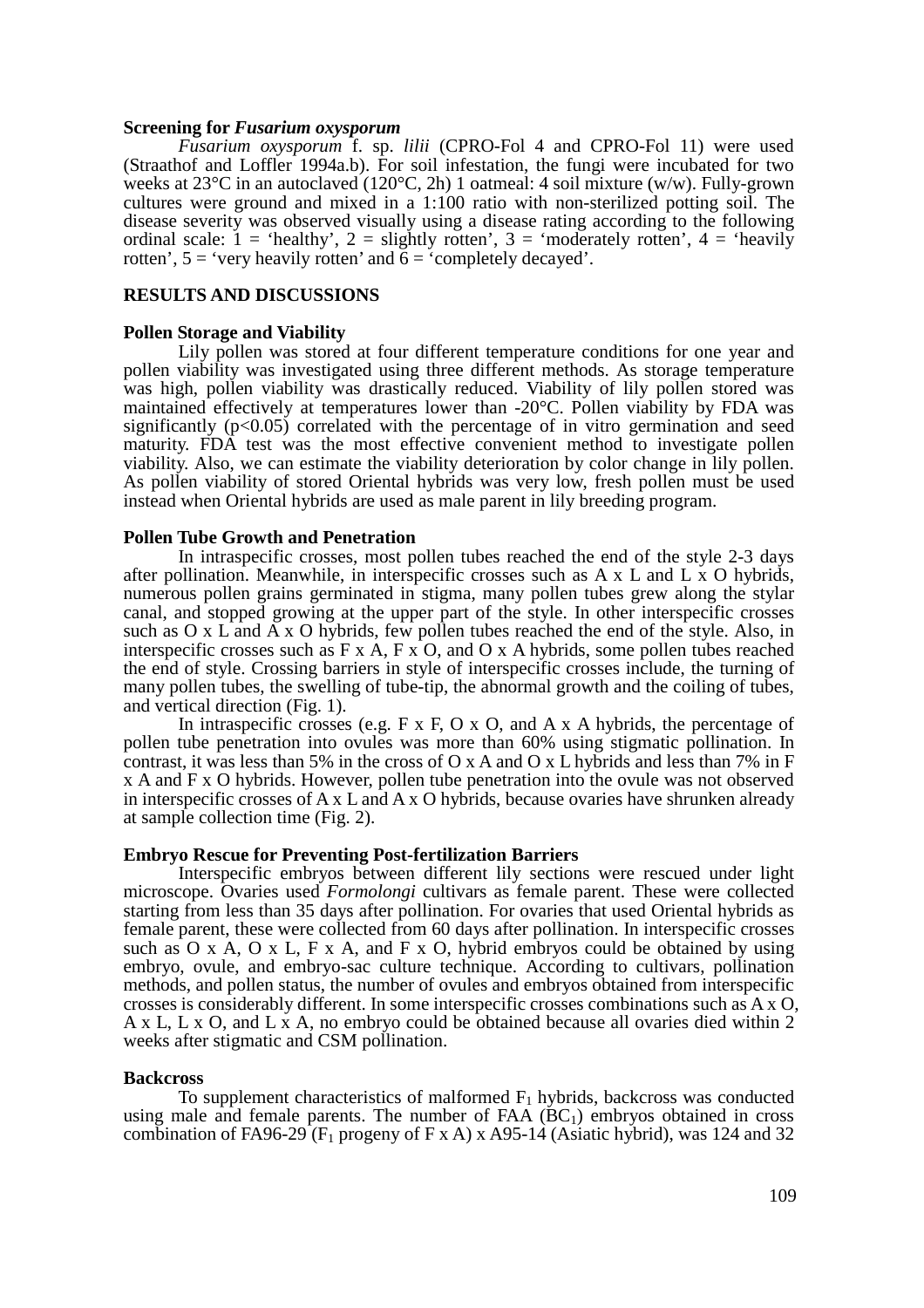**Screening for *Fusarium oxysporum***

*Fusarium oxysporum* f. sp. *lilii* (CPRO-Fol 4 and CPRO-Fol 11) were used (Straathof and Loffler 1994a.b). For soil infestation, the fungi were incubated for two weeks at 23°C in an autoclaved (120°C, 2h) 1 oatmeal: 4 soil mixture (w/w). Fully-grown cultures were ground and mixed in a 1:100 ratio with non-sterilized potting soil. The disease severity was observed visually using a disease rating according to the following ordinal scale: 1 = 'healthy', 2 = slightly rotten', 3 = 'moderately rotten', 4 = 'heavily rotten', 5 = 'very heavily rotten' and 6 = 'completely decayed'.

## RESULTS AND DISCUSSIONS

**Pollen Storage and Viability**

Lily pollen was stored at four different temperature conditions for one year and pollen viability was investigated using three different methods. As storage temperature was high, pollen viability was drastically reduced. Viability of lily pollen stored was maintained effectively at temperatures lower than -20°C. Pollen viability by FDA was significantly ($p<0.05$) correlated with the percentage of in vitro germination and seed maturity. FDA test was the most effective convenient method to investigate pollen viability. Also, we can estimate the viability deterioration by color change in lily pollen. As pollen viability of stored Oriental hybrids was very low, fresh pollen must be used instead when Oriental hybrids are used as male parent in lily breeding program.

**Pollen Tube Growth and Penetration**

In intraspecific crosses, most pollen tubes reached the end of the style 2-3 days after pollination. Meanwhile, in interspecific crosses such as A x L and L x O hybrids, numerous pollen grains germinated in stigma, many pollen tubes grew along the stylar canal, and stopped growing at the upper part of the style. In other interspecific crosses such as O x L and A x O hybrids, few pollen tubes reached the end of the style. Also, in interspecific crosses such as F x A, F x O, and O x A hybrids, some pollen tubes reached the end of style. Crossing barriers in style of interspecific crosses include, the turning of many pollen tubes, the swelling of tube-tip, the abnormal growth and the coiling of tubes, and vertical direction (Fig. 1).

In intraspecific crosses (e.g. F x F, O x O, and A x A hybrids, the percentage of pollen tube penetration into ovules was more than 60% using stigmatic pollination. In contrast, it was less than 5% in the cross of O x A and O x L hybrids and less than 7% in F x A and F x O hybrids. However, pollen tube penetration into the ovule was not observed in interspecific crosses of A x L and A x O hybrids, because ovaries have shrunken already at sample collection time (Fig. 2).

**Embryo Rescue for Preventing Post-fertilization Barriers**

Interspecific embryos between different lily sections were rescued under light microscope. Ovaries used *Formolongi* cultivars as female parent. These were collected starting from less than 35 days after pollination. For ovaries that used Oriental hybrids as female parent, these were collected from 60 days after pollination. In interspecific crosses such as O x A, O x L, F x A, and F x O, hybrid embryos could be obtained by using embryo, ovule, and embryo-sac culture technique. According to cultivars, pollination methods, and pollen status, the number of ovules and embryos obtained from interspecific crosses is considerably different. In some interspecific crosses combinations such as A x O, A x L, L x O, and L x A, no embryo could be obtained because all ovaries died within 2 weeks after stigmatic and CSM pollination.

**Backcross**

To supplement characteristics of malformed $F_1$ hybrids, backcross was conducted using male and female parents. The number of FAA ($BC_1$) embryos obtained in cross combination of FA96-29 ($F_1$ progeny of F x A) x A95-14 (Asiatic hybrid), was 124 and 32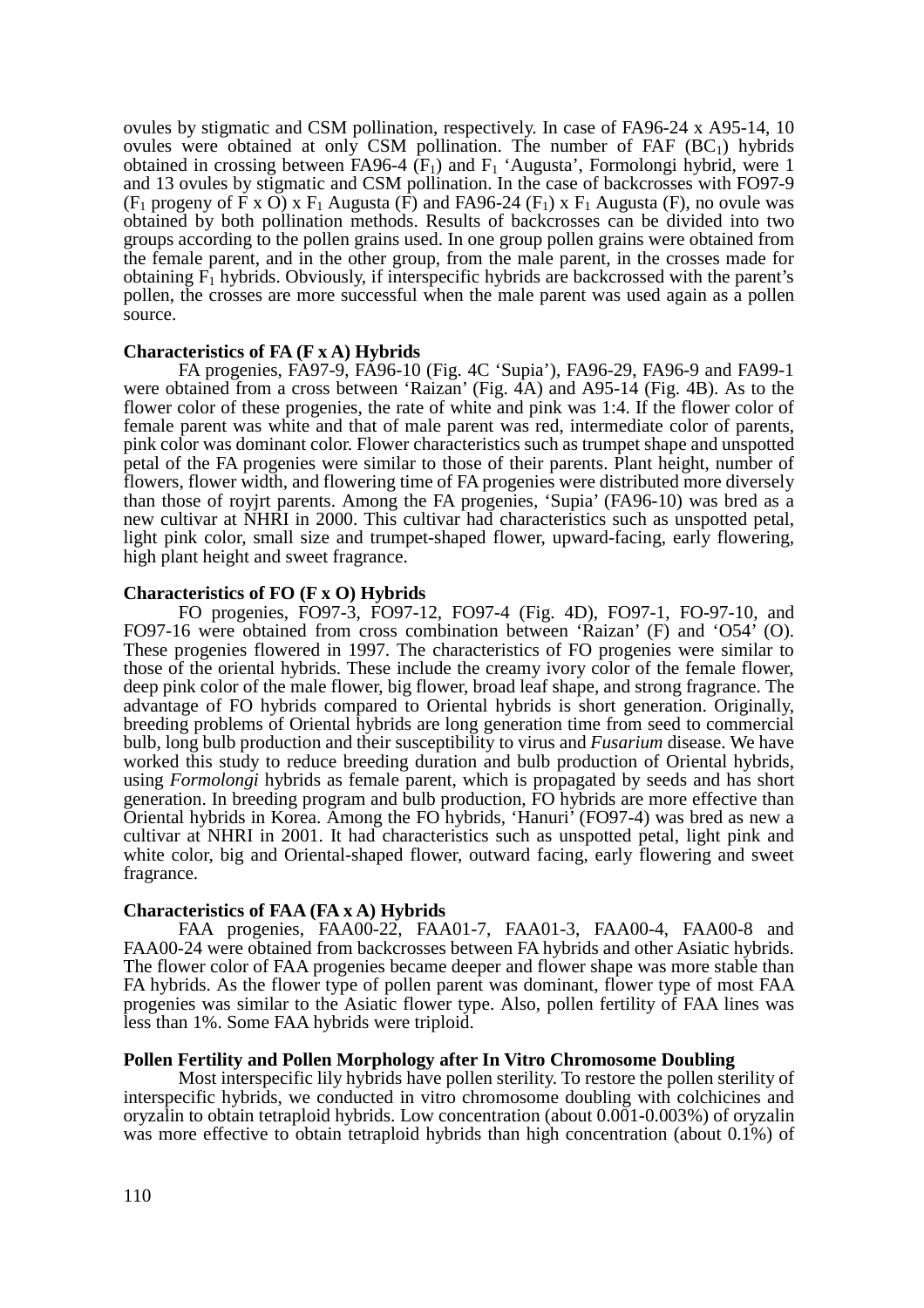ovules by stigmatic and CSM pollination, respectively. In case of FA96-24 x A95-14, 10 ovules were obtained at only CSM pollination. The number of FAF ($BC_1$) hybrids obtained in crossing between FA96-4 ($F_1$) and $F_1$ 'Augusta', Formolongi hybrid, were 1 and 13 ovules by stigmatic and CSM pollination. In the case of backcrosses with FO97-9 ($F_1$ progeny of F x O) x $F_1$ Augusta (F) and FA96-24 ($F_1$) x $F_1$ Augusta (F), no ovule was obtained by both pollination methods. Results of backcrosses can be divided into two groups according to the pollen grains used. In one group pollen grains were obtained from the female parent, and in the other group, from the male parent, in the crosses made for obtaining $F_1$ hybrids. Obviously, if interspecific hybrids are backcrossed with the parent's pollen, the crosses are more successful when the male parent was used again as a pollen source.

**Characteristics of FA (F x A) Hybrids**

FA progenies, FA97-9, FA96-10 (Fig. 4C 'Supia'), FA96-29, FA96-9 and FA99-1 were obtained from a cross between 'Raizan' (Fig. 4A) and A95-14 (Fig. 4B). As to the flower color of these progenies, the rate of white and pink was 1:4. If the flower color of female parent was white and that of male parent was red, intermediate color of parents, pink color was dominant color. Flower characteristics such as trumpet shape and unspotted petal of the FA progenies were similar to those of their parents. Plant height, number of flowers, flower width, and flowering time of FA progenies were distributed more diversely than those of royjrt parents. Among the FA progenies, 'Supia' (FA96-10) was bred as a new cultivar at NHRI in 2000. This cultivar had characteristics such as unspotted petal, light pink color, small size and trumpet-shaped flower, upward-facing, early flowering, high plant height and sweet fragrance.

**Characteristics of FO (F x O) Hybrids**

FO progenies, FO97-3, FO97-12, FO97-4 (Fig. 4D), FO97-1, FO-97-10, and FO97-16 were obtained from cross combination between 'Raizan' (F) and 'O54' (O). These progenies flowered in 1997. The characteristics of FO progenies were similar to those of the oriental hybrids. These include the creamy ivory color of the female flower, deep pink color of the male flower, big flower, broad leaf shape, and strong fragrance. The advantage of FO hybrids compared to Oriental hybrids is short generation. Originally, breeding problems of Oriental hybrids are long generation time from seed to commercial bulb, long bulb production and their susceptibility to virus and *Fusarium* disease. We have worked this study to reduce breeding duration and bulb production of Oriental hybrids, using *Formolongi* hybrids as female parent, which is propagated by seeds and has short generation. In breeding program and bulb production, FO hybrids are more effective than Oriental hybrids in Korea. Among the FO hybrids, 'Hanuri' (FO97-4) was bred as new a cultivar at NHRI in 2001. It had characteristics such as unspotted petal, light pink and white color, big and Oriental-shaped flower, outward facing, early flowering and sweet fragrance.

**Characteristics of FAA (FA x A) Hybrids**

FAA progenies, FAA00-22, FAA01-7, FAA01-3, FAA00-4, FAA00-8 and FAA00-24 were obtained from backcrosses between FA hybrids and other Asiatic hybrids. The flower color of FAA progenies became deeper and flower shape was more stable than FA hybrids. As the flower type of pollen parent was dominant, flower type of most FAA progenies was similar to the Asiatic flower type. Also, pollen fertility of FAA lines was less than 1%. Some FAA hybrids were triploid.

**Pollen Fertility and Pollen Morphology after In Vitro Chromosome Doubling**

Most interspecific lily hybrids have pollen sterility. To restore the pollen sterility of interspecific hybrids, we conducted in vitro chromosome doubling with colchicines and oryzalin to obtain tetraploid hybrids. Low concentration (about 0.001-0.003%) of oryzalin was more effective to obtain tetraploid hybrids than high concentration (about 0.1%) of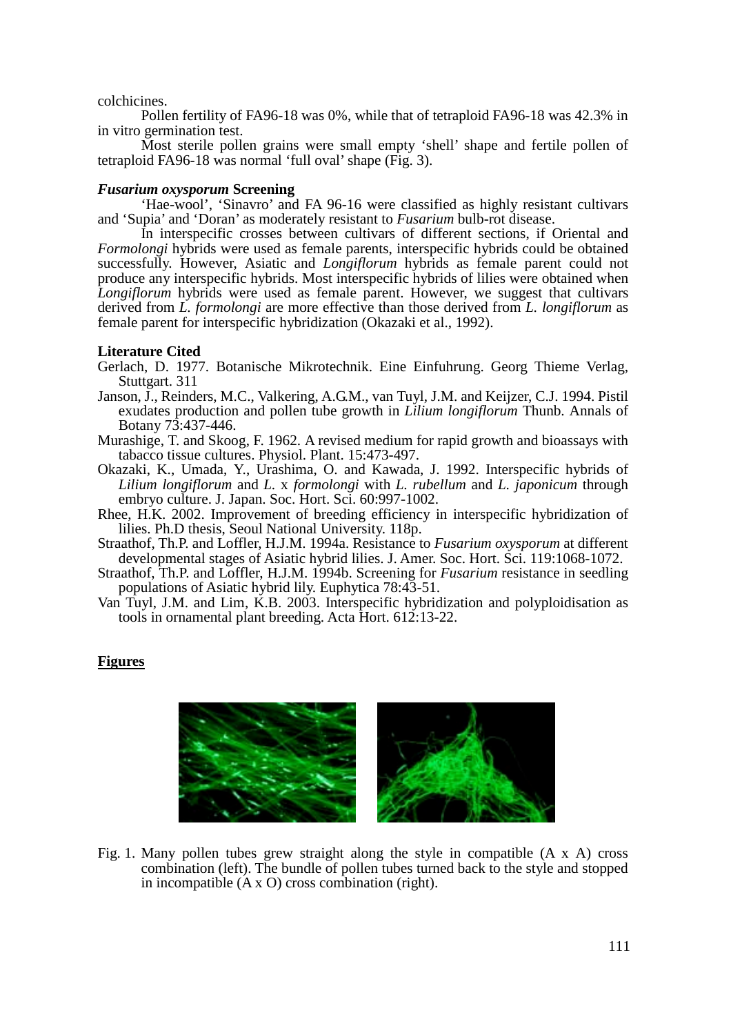colchicines.

Pollen fertility of FA96-18 was 0%, while that of tetraploid FA96-18 was 42.3% in in vitro germination test.

Most sterile pollen grains were small empty 'shell' shape and fertile pollen of tetraploid FA96-18 was normal 'full oval' shape (Fig. 3).

### *Fusarium oxysporum* Screening

'Hae-wool', 'Sinavro' and FA 96-16 were classified as highly resistant cultivars and 'Supia' and 'Doran' as moderately resistant to *Fusarium* bulb-rot disease.

In interspecific crosses between cultivars of different sections, if Oriental and *Formolongi* hybrids were used as female parents, interspecific hybrids could be obtained successfully. However, Asiatic and *Longiflorum* hybrids as female parent could not produce any interspecific hybrids. Most interspecific hybrids of lilies were obtained when *Longiflorum* hybrids were used as female parent. However, we suggest that cultivars derived from *L. formolongi* are more effective than those derived from *L. longiflorum* as female parent for interspecific hybridization (Okazaki et al., 1992).

### Literature Cited

Gerlach, D. 1977. Botanische Mikrotechnik. Eine Einfuhrung. Georg Thieme Verlag, Stuttgart. 311

Janson, J., Reinders, M.C., Valkering, A.G.M., van Tuyl, J.M. and Keijzer, C.J. 1994. Pistil exudates production and pollen tube growth in *Lilium longiflorum* Thunb. Annals of Botany 73:437-446.

Murashige, T. and Skoog, F. 1962. A revised medium for rapid growth and bioassays with tabacco tissue cultures. Physiol. Plant. 15:473-497.

Okazaki, K., Umada, Y., Urashima, O. and Kawada, J. 1992. Interspecific hybrids of *Lilium longiflorum* and *L.* x *formolongi* with *L. rubellum* and *L. japonicum* through embryo culture. J. Japan. Soc. Hort. Sci. 60:997-1002.

Rhee, H.K. 2002. Improvement of breeding efficiency in interspecific hybridization of lilies. Ph.D thesis, Seoul National University. 118p.

Straathof, Th.P. and Loffler, H.J.M. 1994a. Resistance to *Fusarium oxysporum* at different developmental stages of Asiatic hybrid lilies. J. Amer. Soc. Hort. Sci. 119:1068-1072.

Straathof, Th.P. and Loffler, H.J.M. 1994b. Screening for *Fusarium* resistance in seedling populations of Asiatic hybrid lily. Euphytica 78:43-51.

Van Tuyl, J.M. and Lim, K.B. 2003. Interspecific hybridization and polyploidisation as tools in ornamental plant breeding. Acta Hort. 612:13-22.

### Figures

Fig. 1. Many pollen tubes grew straight along the style in compatible (A x A) cross combination (left). The bundle of pollen tubes turned back to the style and stopped in incompatible (A x O) cross combination (right).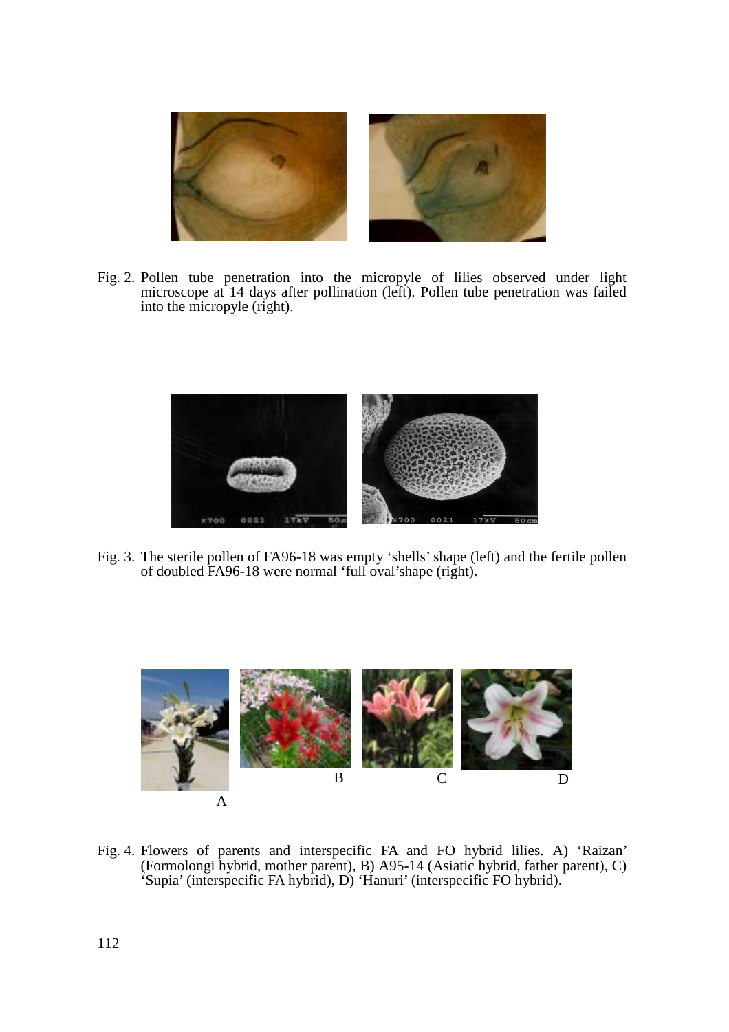Fig. 2. Pollen tube penetration into the micropyle of lilies observed under light microscope at 14 days after pollination (left). Pollen tube penetration was failed into the micropyle (right).

Fig. 3. The sterile pollen of FA96-18 was empty 'shells' shape (left) and the fertile pollen of doubled FA96-18 were normal 'full oval'shape (right).

Fig. 4. Flowers of parents and interspecific FA and FO hybrid lilies. A) 'Raizan' (Formolongi hybrid, mother parent), B) A95-14 (Asiatic hybrid, father parent), C) 'Supia' (interspecific FA hybrid), D) 'Hanuri' (interspecific FO hybrid).